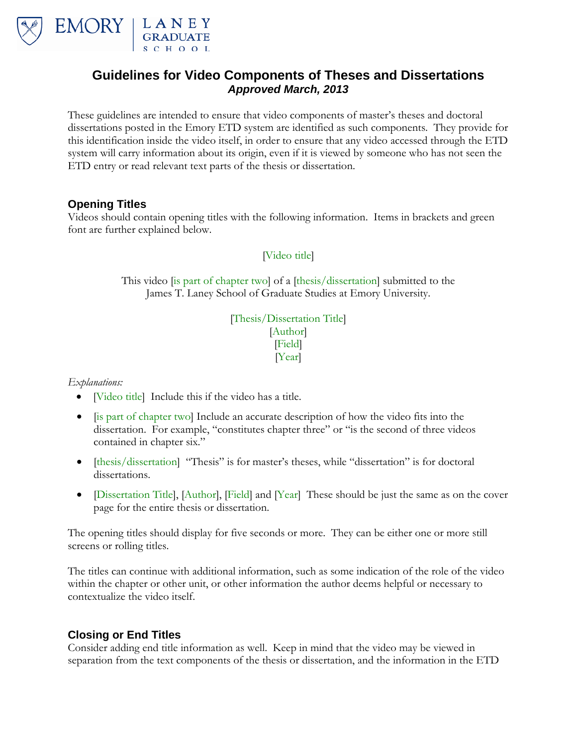# Guidelines for Video Components of Theses and Dissertations

***Approved March, 2013***

These guidelines are intended to ensure that video components of master's theses and doctoral dissertations posted in the Emory ETD system are identified as such components. They provide for this identification inside the video itself, in order to ensure that any video accessed through the ETD system will carry information about its origin, even if it is viewed by someone who has not seen the ETD entry or read relevant text parts of the thesis or dissertation.

## Opening Titles

Videos should contain opening titles with the following information. Items in brackets and green font are further explained below.

[Video title]

This video [is part of chapter two] of a [thesis/dissertation] submitted to the James T. Laney School of Graduate Studies at Emory University.

[Thesis/Dissertation Title]
[Author]
[Field]
[Year]

*Explanations:*

- [Video title] Include this if the video has a title.
- [is part of chapter two] Include an accurate description of how the video fits into the dissertation. For example, "constitutes chapter three" or "is the second of three videos contained in chapter six."
- [thesis/dissertation] "Thesis" is for master's theses, while "dissertation" is for doctoral dissertations.
- [Dissertation Title], [Author], [Field] and [Year] These should be just the same as on the cover page for the entire thesis or dissertation.

The opening titles should display for five seconds or more. They can be either one or more still screens or rolling titles.

The titles can continue with additional information, such as some indication of the role of the video within the chapter or other unit, or other information the author deems helpful or necessary to contextualize the video itself.

## Closing or End Titles

Consider adding end title information as well. Keep in mind that the video may be viewed in separation from the text components of the thesis or dissertation, and the information in the ETD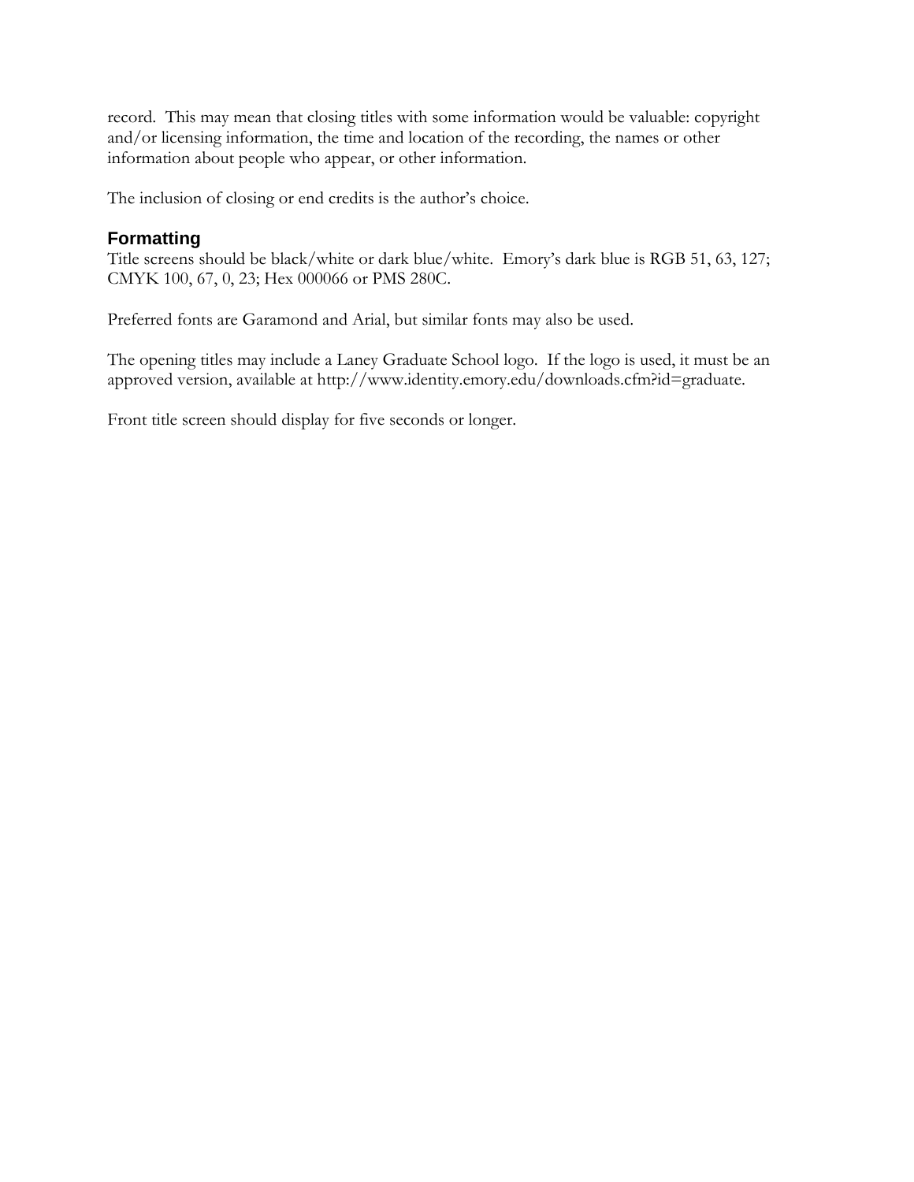record. This may mean that closing titles with some information would be valuable: copyright and/or licensing information, the time and location of the recording, the names or other information about people who appear, or other information.

The inclusion of closing or end credits is the author's choice.

## Formatting

Title screens should be black/white or dark blue/white. Emory's dark blue is RGB 51, 63, 127; CMYK 100, 67, 0, 23; Hex 000066 or PMS 280C.

Preferred fonts are Garamond and Arial, but similar fonts may also be used.

The opening titles may include a Laney Graduate School logo. If the logo is used, it must be an approved version, available at http://www.identity.emory.edu/downloads.cfm?id=graduate.

Front title screen should display for five seconds or longer.